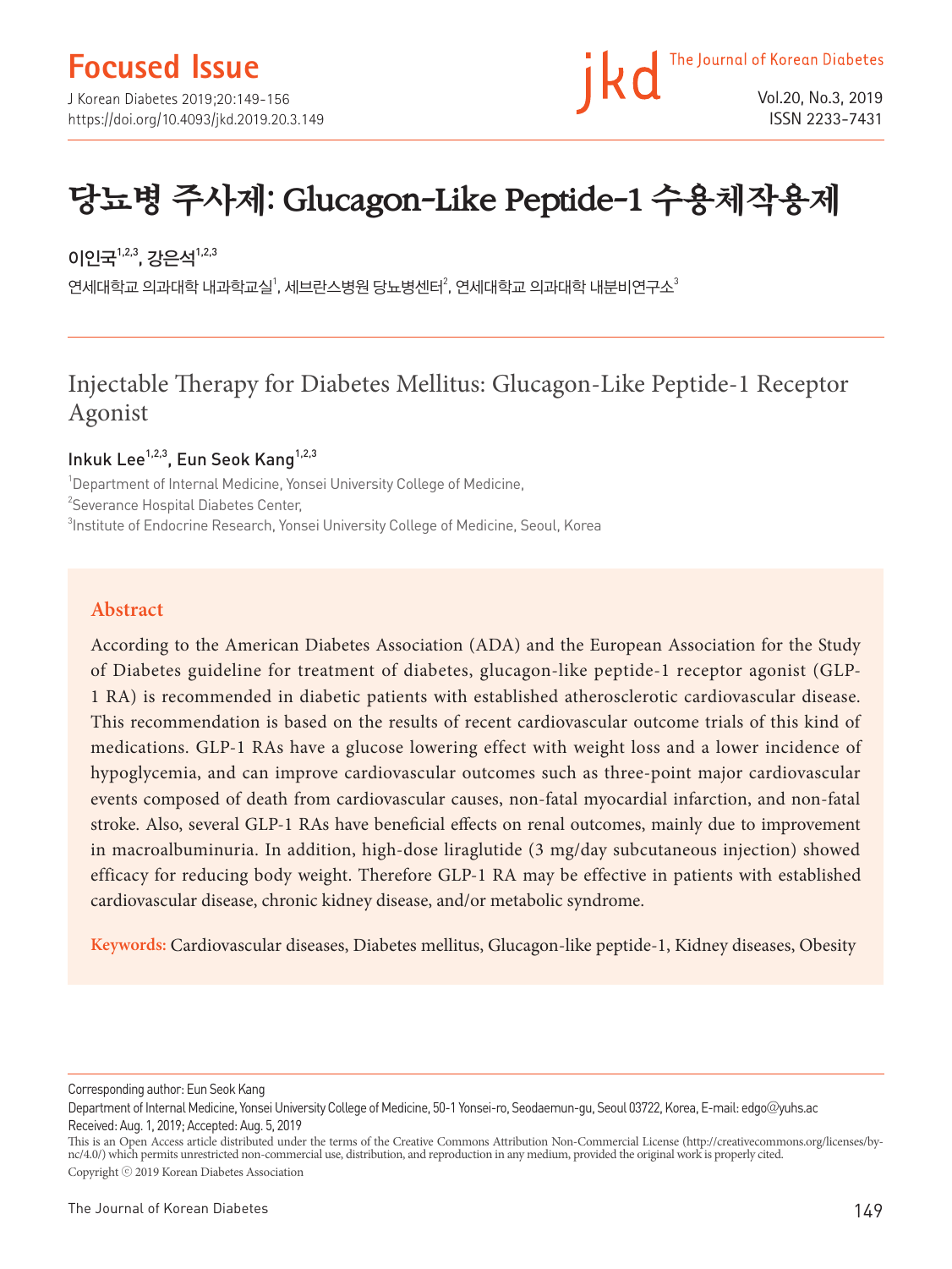Focused Issue

# 당뇨병 주사제: Glucagon-Like Peptide-1 수용체작용제

이인국[1,2,3], 강은석[1,2,3]

연세대학교 의과대학 내과학교실[1], 세브란스병원 당뇨병센터[2], 연세대학교 의과대학 내분비연구소[3]

# Injectable Therapy for Diabetes Mellitus: Glucagon-Like Peptide-1 Receptor Agonist

Inkuk Lee[1,2,3], Eun Seok Kang[1,2,3]

[1]Department of Internal Medicine, Yonsei University College of Medicine,
[2]Severance Hospital Diabetes Center,
[3]Institute of Endocrine Research, Yonsei University College of Medicine, Seoul, Korea

## Abstract

According to the American Diabetes Association (ADA) and the European Association for the Study of Diabetes guideline for treatment of diabetes, glucagon-like peptide-1 receptor agonist (GLP-1 RA) is recommended in diabetic patients with established atherosclerotic cardiovascular disease. This recommendation is based on the results of recent cardiovascular outcome trials of this kind of medications. GLP-1 RAs have a glucose lowering effect with weight loss and a lower incidence of hypoglycemia, and can improve cardiovascular outcomes such as three-point major cardiovascular events composed of death from cardiovascular causes, non-fatal myocardial infarction, and non-fatal stroke. Also, several GLP-1 RAs have beneficial effects on renal outcomes, mainly due to improvement in macroalbuminuria. In addition, high-dose liraglutide (3 mg/day subcutaneous injection) showed efficacy for reducing body weight. Therefore GLP-1 RA may be effective in patients with established cardiovascular disease, chronic kidney disease, and/or metabolic syndrome.

**Keywords:** Cardiovascular diseases, Diabetes mellitus, Glucagon-like peptide-1, Kidney diseases, Obesity

---

Corresponding author: Eun Seok Kang
Department of Internal Medicine, Yonsei University College of Medicine, 50-1 Yonsei-ro, Seodaemun-gu, Seoul 03722, Korea, E-mail: edgo@yuhs.ac
Received: Aug. 1, 2019; Accepted: Aug. 5, 2019

This is an Open Access article distributed under the terms of the Creative Commons Attribution Non-Commercial License (http://creativecommons.org/licenses/by-nc/4.0/) which permits unrestricted non-commercial use, distribution, and reproduction in any medium, provided the original work is properly cited.
Copyright ⓒ 2019 Korean Diabetes Association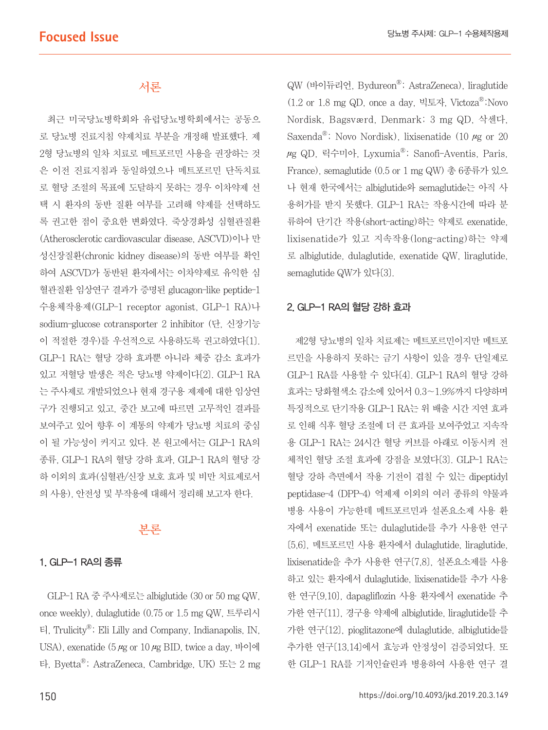## 서론

최근 미국당뇨병학회와 유럽당뇨병학회에서는 공동으로 당뇨병 진료지침 약제치료 부분을 개정해 발표했다. 제2형 당뇨병의 일차 치료로 메트포르민 사용을 권장하는 것은 이전 진료지침과 동일하였으나 메트포르민 단독치료로 혈당 조절의 목표에 도달하지 못하는 경우 이차약제 선택 시 환자의 동반 질환 여부를 고려해 약제를 선택하도록 권고한 점이 중요한 변화였다. 죽상경화성 심혈관질환(Atherosclerotic cardiovascular disease, ASCVD)이나 만성신장질환(chronic kidney disease)의 동반 여부를 확인하여 ASCVD가 동반된 환자에서는 이차약제로 유익한 심혈관질환 임상연구 결과가 증명된 glucagon-like peptide-1 수용체작용제(GLP-1 receptor agonist, GLP-1 RA)나 sodium-glucose cotransporter 2 inhibitor (단, 신장기능이 적절한 경우)를 우선적으로 사용하도록 권고하였다[1]. GLP-1 RA는 혈당 강하 효과뿐 아니라 체중 감소 효과가 있고 저혈당 발생은 적은 당뇨병 약제이다[2]. GLP-1 RA는 주사제로 개발되었으나 현재 경구용 제제에 대한 임상연구가 진행되고 있고, 중간 보고에 따르면 고무적인 결과를 보여주고 있어 향후 이 계통의 약제가 당뇨병 치료의 중심이 될 가능성이 커지고 있다. 본 원고에서는 GLP-1 RA의 종류, GLP-1 RA의 혈당 강하 효과, GLP-1 RA의 혈당 강하 이외의 효과(심혈관/신장 보호 효과 및 비만 치료제로서의 사용), 안전성 및 부작용에 대해서 정리해 보고자 한다.

## 본론

### 1. GLP-1 RA의 종류

GLP-1 RA 중 주사제로는 albiglutide (30 or 50 mg QW, once weekly), dulaglutide (0.75 or 1.5 mg QW, 트루리시티, Trulicity®; Eli Lilly and Company, Indianapolis, IN, USA), exenatide (5 μg or 10 μg BID, twice a day, 바이에타, Byetta®; AstraZeneca, Cambridge, UK) 또는 2 mg QW (바이듀리언, Bydureon®; AstraZeneca), liraglutide (1.2 or 1.8 mg QD, once a day, 빅토자, Victoza®;Novo Nordisk, Bagsværd, Denmark; 3 mg QD, 삭센다, Saxenda®; Novo Nordisk), lixisenatide (10 μg or 20 μg QD, 릭수미아, Lyxumia®; Sanofi-Aventis, Paris, France), semaglutide (0.5 or 1 mg QW) 총 6종류가 있으나 현재 한국에서는 albiglutide와 semaglutide는 아직 사용허가를 받지 못했다. GLP-1 RA는 작용시간에 따라 분류하여 단기간 작용(short-acting)하는 약제로 exenatide, lixisenatide가 있고 지속작용(long-acting)하는 약제로 albiglutide, dulaglutide, exenatide QW, liraglutide, semaglutide QW가 있다[3].

### 2. GLP-1 RA의 혈당 강하 효과

제2형 당뇨병의 일차 치료제는 메트포르민이지만 메트포르민을 사용하지 못하는 금기 사항이 있을 경우 단일제로 GLP-1 RA를 사용할 수 있다[4]. GLP-1 RA의 혈당 강하 효과는 당화혈색소 감소에 있어서 0.3~1.9%까지 다양하며 특징적으로 단기작용 GLP-1 RA는 위 배출 시간 지연 효과로 인해 식후 혈당 조절에 더 큰 효과를 보여주었고 지속작용 GLP-1 RA는 24시간 혈당 커브를 아래로 이동시켜 전체적인 혈당 조절 효과에 강점을 보였다[3]. GLP-1 RA는 혈당 강하 측면에서 작용 기전이 겹칠 수 있는 dipeptidyl peptidase-4 (DPP-4) 억제제 이외의 여러 종류의 약물과 병용 사용이 가능한데 메트포르민과 설폰요소제 사용 환자에서 exenatide 또는 dulaglutide를 추가 사용한 연구[5,6], 메트포르민 사용 환자에서 dulaglutide, liraglutide, lixisenatide을 추가 사용한 연구[7,8], 설폰요소제를 사용하고 있는 환자에서 dulaglutide, lixisenatide를 추가 사용한 연구[9,10], dapagliflozin 사용 환자에서 exenatide 추가한 연구[11], 경구용 약제에 albiglutide, liraglutide를 추가한 연구[12], pioglitazone에 dulaglutide, albiglutide를 추가한 연구[13,14]에서 효능과 안정성이 검증되었다. 또한 GLP-1 RA를 기저인슐린과 병용하여 사용한 연구 결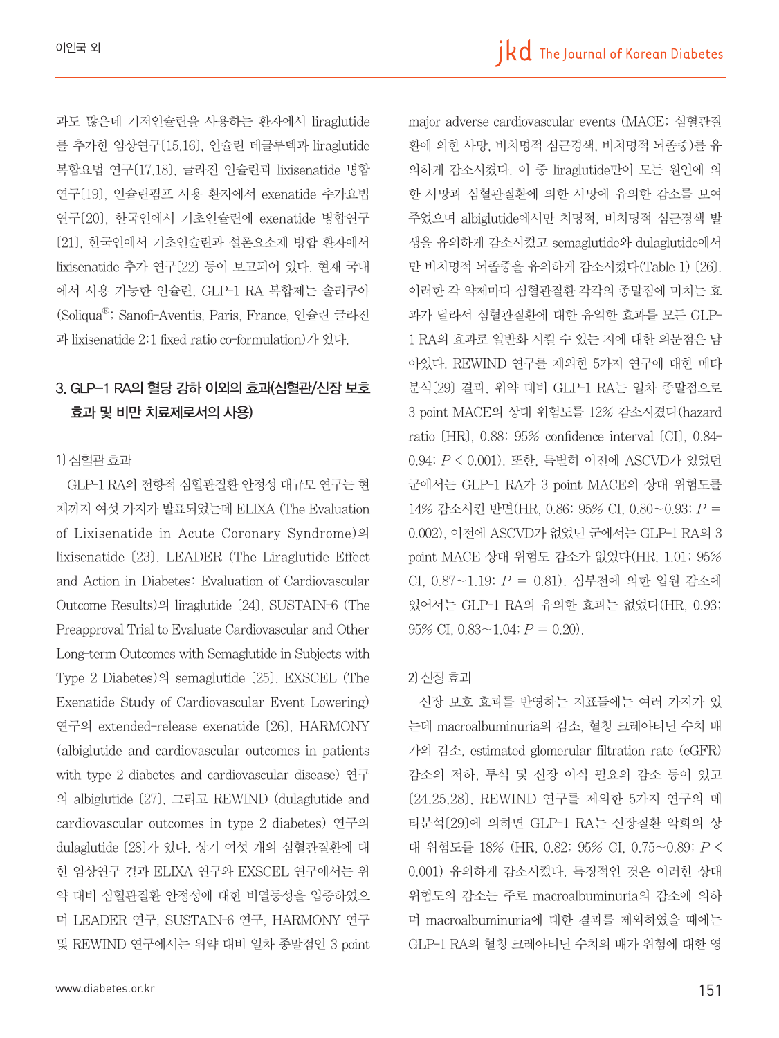과도 많은데 기저인슐린을 사용하는 환자에서 liraglutide를 추가한 임상연구[15,16], 인슐린 데글루덱과 liraglutide 복합요법 연구[17,18], 글라진 인슐린과 lixisenatide 병합 연구[19], 인슐린펌프 사용 환자에서 exenatide 추가요법 연구[20], 한국인에서 기초인슐린에 exenatide 병합연구[21], 한국인에서 기초인슐린과 설폰요소제 병합 환자에서 lixisenatide 추가 연구[22] 등이 보고되어 있다. 현재 국내에서 사용 가능한 인슐린, GLP-1 RA 복합제는 솔리쿠아(Soliqua®; Sanofi-Aventis, Paris, France, 인슐린 글라진과 lixisenatide 2:1 fixed ratio co-formulation)가 있다.

### 3. GLP-1 RA의 혈당 강하 이외의 효과(심혈관/신장 보호 효과 및 비만 치료제로서의 사용)

#### 1) 심혈관 효과

GLP-1 RA의 전향적 심혈관질환 안정성 대규모 연구는 현재까지 여섯 가지가 발표되었는데 ELIXA (The Evaluation of Lixisenatide in Acute Coronary Syndrome)의 lixisenatide [23], LEADER (The Liraglutide Effect and Action in Diabetes: Evaluation of Cardiovascular Outcome Results)의 liraglutide [24], SUSTAIN-6 (The Preapproval Trial to Evaluate Cardiovascular and Other Long-term Outcomes with Semaglutide in Subjects with Type 2 Diabetes)의 semaglutide [25], EXSCEL (The Exenatide Study of Cardiovascular Event Lowering) 연구의 extended-release exenatide [26], HARMONY (albiglutide and cardiovascular outcomes in patients with type 2 diabetes and cardiovascular disease) 연구의 albiglutide [27], 그리고 REWIND (dulaglutide and cardiovascular outcomes in type 2 diabetes) 연구의 dulaglutide [28]가 있다. 상기 여섯 개의 심혈관질환에 대한 임상연구 결과 ELIXA 연구와 EXSCEL 연구에서는 위약 대비 심혈관질환 안정성에 대한 비열등성을 입증하였으며 LEADER 연구, SUSTAIN-6 연구, HARMONY 연구 및 REWIND 연구에서는 위약 대비 일차 종말점인 3 point major adverse cardiovascular events (MACE: 심혈관질환에 의한 사망, 비치명적 심근경색, 비치명적 뇌졸중)를 유의하게 감소시켰다. 이 중 liraglutide만이 모든 원인에 의한 사망과 심혈관질환에 의한 사망에 유의한 감소를 보여주었으며 albiglutide에서만 치명적, 비치명적 심근경색 발생을 유의하게 감소시켰고 semaglutide와 dulaglutide에서만 비치명적 뇌졸중을 유의하게 감소시켰다(Table 1) [26]. 이러한 각 약제마다 심혈관질환 각각의 종말점에 미치는 효과가 달라서 심혈관질환에 대한 유익한 효과를 모든 GLP-1 RA의 효과로 일반화 시킬 수 있는 지에 대한 의문점은 남아있다. REWIND 연구를 제외한 5가지 연구에 대한 메타분석[29] 결과, 위약 대비 GLP-1 RA는 일차 종말점으로 3 point MACE의 상대 위험도를 12% 감소시켰다(hazard ratio [HR], 0.88; 95% confidence interval [CI], 0.84-0.94; $P < 0.001$). 또한, 특별히 이전에 ASCVD가 있었던 군에서는 GLP-1 RA가 3 point MACE의 상대 위험도를 14% 감소시킨 반면(HR, 0.86; 95% CI, 0.80~0.93; $P = 0.002$), 이전에 ASCVD가 없었던 군에서는 GLP-1 RA의 3 point MACE 상대 위험도 감소가 없었다(HR, 1.01; 95% CI, 0.87~1.19; $P = 0.81$). 심부전에 의한 입원 감소에 있어서는 GLP-1 RA의 유의한 효과는 없었다(HR, 0.93; 95% CI, 0.83~1.04; $P = 0.20$).

#### 2) 신장 효과

신장 보호 효과를 반영하는 지표들에는 여러 가지가 있는데 macroalbuminuria의 감소, 혈청 크레아티닌 수치 배가의 감소, estimated glomerular filtration rate (eGFR) 감소의 저하, 투석 및 신장 이식 필요의 감소 등이 있고 [24,25,28], REWIND 연구를 제외한 5가지 연구의 메타분석[29]에 의하면 GLP-1 RA는 신장질환 악화의 상대 위험도를 18% (HR, 0.82; 95% CI, 0.75~0.89; $P < 0.001$) 유의하게 감소시켰다. 특징적인 것은 이러한 상대 위험도의 감소는 주로 macroalbuminuria의 감소에 의하며 macroalbuminuria에 대한 결과를 제외하였을 때에는 GLP-1 RA의 혈청 크레아티닌 수치의 배가 위험에 대한 영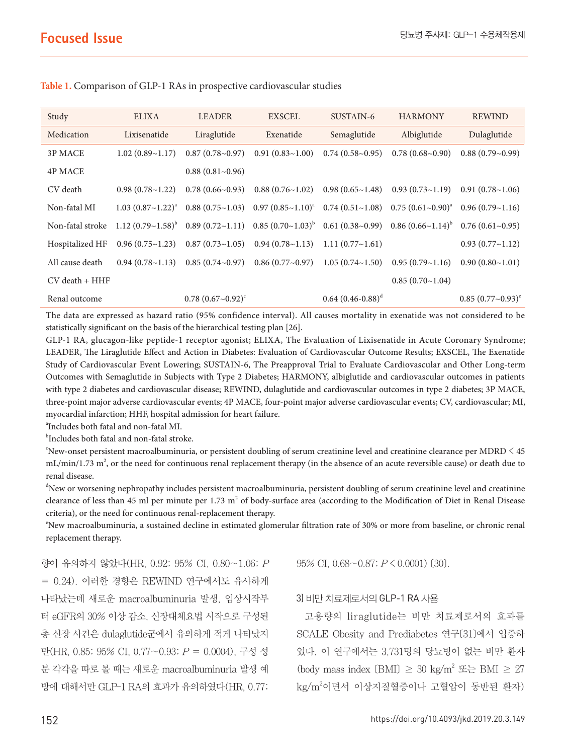**Table 1.** Comparison of GLP-1 RAs in prospective cardiovascular studies

| Study | ELIXA | LEADER | EXSCEL | SUSTAIN-6 | HARMONY | REWIND |
|---|---|---|---|---|---|---|
| Medication | Lixisenatide | Liraglutide | Exenatide | Semaglutide | Albiglutide | Dulaglutide |
| 3P MACE | 1.02 (0.89~1.17) | 0.87 (0.78~0.97) | 0.91 (0.83~1.00) | 0.74 (0.58~0.95) | 0.78 (0.68~0.90) | 0.88 (0.79~0.99) |
| 4P MACE | | 0.88 (0.81~0.96) | | | | |
| CV death | 0.98 (0.78~1.22) | 0.78 (0.66~0.93) | 0.88 (0.76~1.02) | 0.98 (0.65~1.48) | 0.93 (0.73~1.19) | 0.91 (0.78~1.06) |
| Non-fatal MI | 1.03 (0.87~1.22)[a] | 0.88 (0.75~1.03) | 0.97 (0.85~1.10)[a] | 0.74 (0.51~1.08) | 0.75 (0.61~0.90)[a] | 0.96 (0.79~1.16) |
| Non-fatal stroke | 1.12 (0.79~1.58)[b] | 0.89 (0.72~1.11) | 0.85 (0.70~1.03)[b] | 0.61 (0.38~0.99) | 0.86 (0.66~1.14)[b] | 0.76 (0.61~0.95) |
| Hospitalized HF | 0.96 (0.75~1.23) | 0.87 (0.73~1.05) | 0.94 (0.78~1.13) | 1.11 (0.77~1.61) | | 0.93 (0.77~1.12) |
| All cause death | 0.94 (0.78~1.13) | 0.85 (0.74~0.97) | 0.86 (0.77~0.97) | 1.05 (0.74~1.50) | 0.95 (0.79~1.16) | 0.90 (0.80~1.01) |
| CV death + HHF | | | | | 0.85 (0.70~1.04) | |
| Renal outcome | | 0.78 (0.67~0.92)[c] | | 0.64 (0.46-0.88)[d] | | 0.85 (0.77~0.93)[e] |

The data are expressed as hazard ratio (95% confidence interval). All causes mortality in exenatide was not considered to be statistically significant on the basis of the hierarchical testing plan [26].

GLP-1 RA, glucagon-like peptide-1 receptor agonist; ELIXA, The Evaluation of Lixisenatide in Acute Coronary Syndrome; LEADER, The Liraglutide Effect and Action in Diabetes: Evaluation of Cardiovascular Outcome Results; EXSCEL, The Exenatide Study of Cardiovascular Event Lowering; SUSTAIN-6, The Preapproval Trial to Evaluate Cardiovascular and Other Long-term Outcomes with Semaglutide in Subjects with Type 2 Diabetes; HARMONY, albiglutide and cardiovascular outcomes in patients with type 2 diabetes and cardiovascular disease; REWIND, dulaglutide and cardiovascular outcomes in type 2 diabetes; 3P MACE, three-point major adverse cardiovascular events; 4P MACE, four-point major adverse cardiovascular events; CV, cardiovascular; MI, myocardial infarction; HHF, hospital admission for heart failure.

[a]Includes both fatal and non-fatal MI.

[b]Includes both fatal and non-fatal stroke.

[c]New-onset persistent macroalbuminuria, or persistent doubling of serum creatinine level and creatinine clearance per MDRD < 45 mL/min/1.73 $m^2$, or the need for continuous renal replacement therapy (in the absence of an acute reversible cause) or death due to renal disease.

[d]New or worsening nephropathy includes persistent macroalbuminuria, persistent doubling of serum creatinine level and creatinine clearance of less than 45 ml per minute per 1.73 $m^2$ of body-surface area (according to the Modification of Diet in Renal Disease criteria), or the need for continuous renal-replacement therapy.

[e]New macroalbuminuria, a sustained decline in estimated glomerular filtration rate of 30% or more from baseline, or chronic renal replacement therapy.

향이 유의하지 않았다(HR, 0.92; 95% CI, 0.80~1.06; $P$ = 0.24). 이러한 경향은 REWIND 연구에서도 유사하게 나타났는데 새로운 macroalbuminuria 발생, 임상시작부터 eGFR의 30% 이상 감소, 신장대체요법 시작으로 구성된 총 신장 사건은 dulaglutide군에서 유의하게 적게 나타났지만(HR, 0.85; 95% CI, 0.77~0.93; $P$ = 0.0004), 구성 성분 각각을 따로 볼 때는 새로운 macroalbuminuria 발생 예방에 대해서만 GLP-1 RA의 효과가 유의하였다(HR, 0.77; 95% CI, 0.68~0.87; $P$ < 0.0001) [30].

### 3) 비만 치료제로서의 GLP-1 RA 사용

고용량의 liraglutide는 비만 치료제로서의 효과를 SCALE Obesity and Prediabetes 연구[31]에서 입증하였다. 이 연구에서는 3,731명의 당뇨병이 없는 비만 환자(body mass index [BMI] ≥ 30 kg/$m^2$ 또는 BMI ≥ 27 kg/$m^2$이면서 이상지질혈증이나 고혈압이 동반된 환자)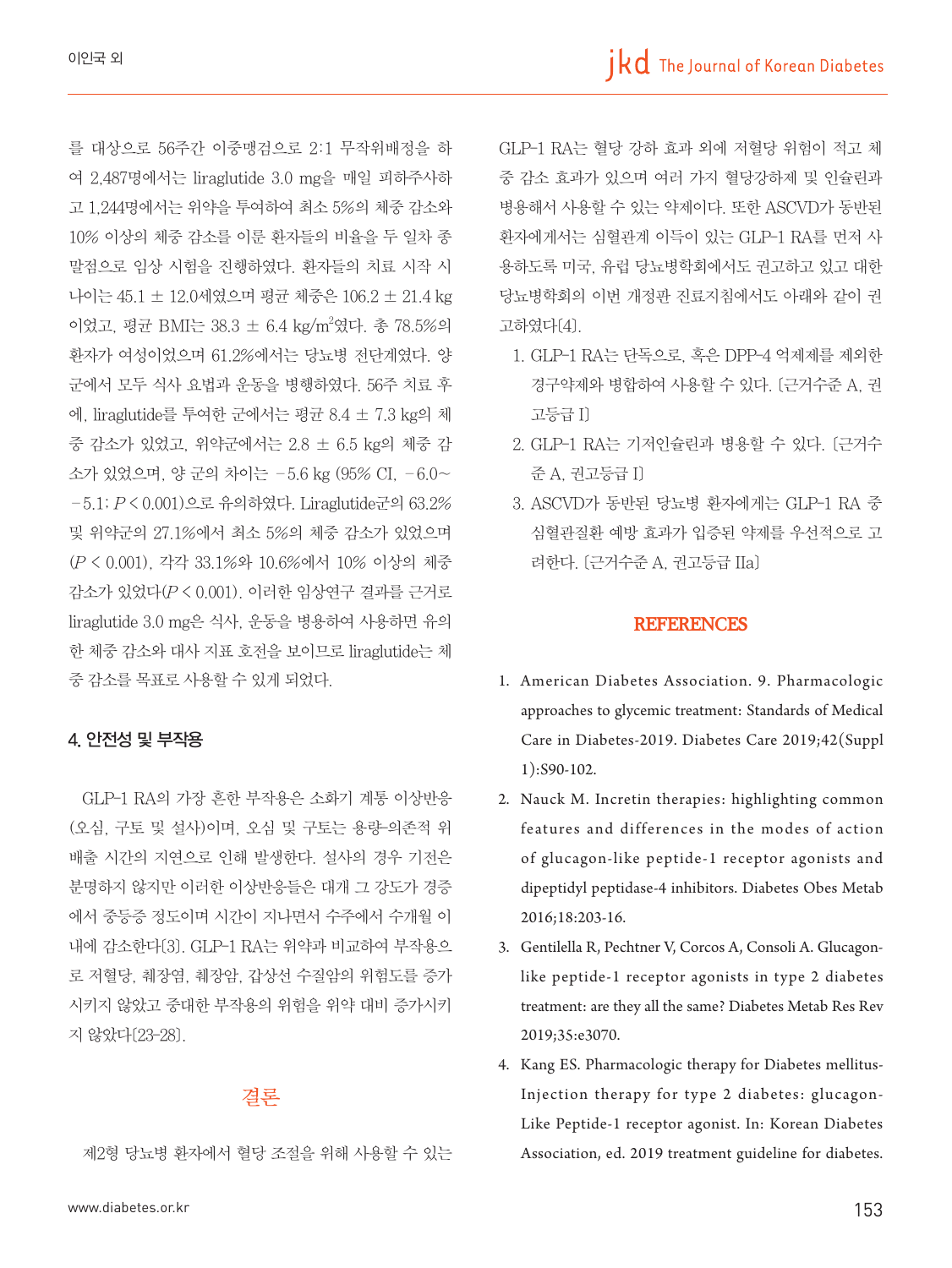를 대상으로 56주간 이중맹검으로 2:1 무작위배정을 하여 2,487명에서는 liraglutide 3.0 mg을 매일 피하주사하고 1,244명에서는 위약을 투여하여 최소 5%의 체중 감소와 10% 이상의 체중 감소를 이룬 환자들의 비율을 두 일차 종말점으로 임상 시험을 진행하였다. 환자들의 치료 시작 시 나이는 45.1 ± 12.0세였으며 평균 체중은 106.2 ± 21.4 kg이었고, 평균 BMI는 38.3 ± 6.4 kg/m$^2$였다. 총 78.5%의 환자가 여성이었으며 61.2%에서는 당뇨병 전단계였다. 양 군에서 모두 식사 요법과 운동을 병행하였다. 56주 치료 후에, liraglutide를 투여한 군에서는 평균 8.4 ± 7.3 kg의 체중 감소가 있었고, 위약군에서는 2.8 ± 6.5 kg의 체중 감소가 있었으며, 양 군의 차이는 −5.6 kg (95% CI, −6.0~−5.1; $P < 0.001$)으로 유의하였다. Liraglutide군의 63.2% 및 위약군의 27.1%에서 최소 5%의 체중 감소가 있었으며 ($P < 0.001$), 각각 33.1%와 10.6%에서 10% 이상의 체중 감소가 있었다($P < 0.001$). 이러한 임상연구 결과를 근거로 liraglutide 3.0 mg은 식사, 운동을 병용하여 사용하면 유의한 체중 감소와 대사 지표 호전을 보이므로 liraglutide는 체중 감소를 목표로 사용할 수 있게 되었다.

### 4. 안전성 및 부작용

GLP-1 RA의 가장 흔한 부작용은 소화기 계통 이상반응(오심, 구토 및 설사)이며, 오심 및 구토는 용량-의존적 위배출 시간의 지연으로 인해 발생한다. 설사의 경우 기전은 분명하지 않지만 이러한 이상반응들은 대개 그 강도가 경증에서 중등증 정도이며 시간이 지나면서 수주에서 수개월 이내에 감소한다[3]. GLP-1 RA는 위약과 비교하여 부작용으로 저혈당, 췌장염, 췌장암, 갑상선 수질암의 위험도를 증가시키지 않았고 중대한 부작용의 위험을 위약 대비 증가시키지 않았다[23-28].

## 결론

제2형 당뇨병 환자에서 혈당 조절을 위해 사용할 수 있는 GLP-1 RA는 혈당 강하 효과 외에 저혈당 위험이 적고 체중 감소 효과가 있으며 여러 가지 혈당강하제 및 인슐린과 병용해서 사용할 수 있는 약제이다. 또한 ASCVD가 동반된 환자에게서는 심혈관계 이득이 있는 GLP-1 RA를 먼저 사용하도록 미국, 유럽 당뇨병학회에서도 권고하고 있고 대한당뇨병학회의 이번 개정판 진료지침에서도 아래와 같이 권고하였다[4].

1. GLP-1 RA는 단독으로, 혹은 DPP-4 억제제를 제외한 경구약제와 병합하여 사용할 수 있다. [근거수준 A, 권고등급 I]
2. GLP-1 RA는 기저인슐린과 병용할 수 있다. [근거수준 A, 권고등급 I]
3. ASCVD가 동반된 당뇨병 환자에게는 GLP-1 RA 중 심혈관질환 예방 효과가 입증된 약제를 우선적으로 고려한다. [근거수준 A, 권고등급 IIa]

## REFERENCES

1. American Diabetes Association. 9. Pharmacologic approaches to glycemic treatment: Standards of Medical Care in Diabetes-2019. Diabetes Care 2019;42(Suppl 1):S90-102.
2. Nauck M. Incretin therapies: highlighting common features and differences in the modes of action of glucagon-like peptide-1 receptor agonists and dipeptidyl peptidase-4 inhibitors. Diabetes Obes Metab 2016;18:203-16.
3. Gentilella R, Pechtner V, Corcos A, Consoli A. Glucagon-like peptide-1 receptor agonists in type 2 diabetes treatment: are they all the same? Diabetes Metab Res Rev 2019;35:e3070.
4. Kang ES. Pharmacologic therapy for Diabetes mellitus-Injection therapy for type 2 diabetes: glucagon-Like Peptide-1 receptor agonist. In: Korean Diabetes Association, ed. 2019 treatment guideline for diabetes.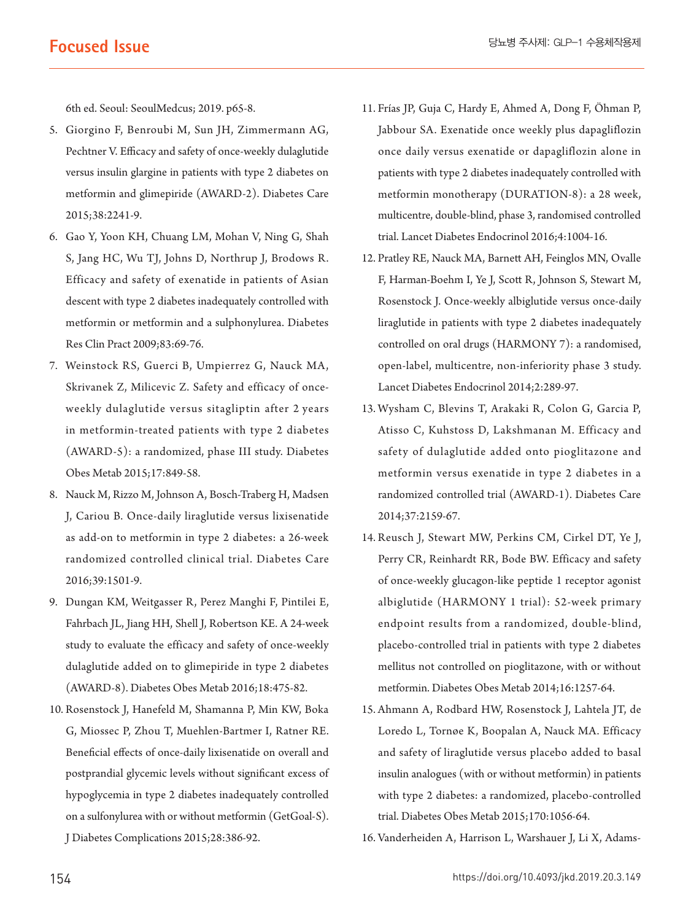6th ed. Seoul: SeoulMedcus; 2019. p65-8.

5. Giorgino F, Benroubi M, Sun JH, Zimmermann AG, Pechtner V. Efficacy and safety of once-weekly dulaglutide versus insulin glargine in patients with type 2 diabetes on metformin and glimepiride (AWARD-2). Diabetes Care 2015;38:2241-9.
6. Gao Y, Yoon KH, Chuang LM, Mohan V, Ning G, Shah S, Jang HC, Wu TJ, Johns D, Northrup J, Brodows R. Efficacy and safety of exenatide in patients of Asian descent with type 2 diabetes inadequately controlled with metformin or metformin and a sulphonylurea. Diabetes Res Clin Pract 2009;83:69-76.
7. Weinstock RS, Guerci B, Umpierrez G, Nauck MA, Skrivanek Z, Milicevic Z. Safety and efficacy of once-weekly dulaglutide versus sitagliptin after 2 years in metformin-treated patients with type 2 diabetes (AWARD-5): a randomized, phase III study. Diabetes Obes Metab 2015;17:849-58.
8. Nauck M, Rizzo M, Johnson A, Bosch-Traberg H, Madsen J, Cariou B. Once-daily liraglutide versus lixisenatide as add-on to metformin in type 2 diabetes: a 26-week randomized controlled clinical trial. Diabetes Care 2016;39:1501-9.
9. Dungan KM, Weitgasser R, Perez Manghi F, Pintilei E, Fahrbach JL, Jiang HH, Shell J, Robertson KE. A 24-week study to evaluate the efficacy and safety of once-weekly dulaglutide added on to glimepiride in type 2 diabetes (AWARD-8). Diabetes Obes Metab 2016;18:475-82.
10. Rosenstock J, Hanefeld M, Shamanna P, Min KW, Boka G, Miossec P, Zhou T, Muehlen-Bartmer I, Ratner RE. Beneficial effects of once-daily lixisenatide on overall and postprandial glycemic levels without significant excess of hypoglycemia in type 2 diabetes inadequately controlled on a sulfonylurea with or without metformin (GetGoal-S). J Diabetes Complications 2015;28:386-92.
11. Frías JP, Guja C, Hardy E, Ahmed A, Dong F, Öhman P, Jabbour SA. Exenatide once weekly plus dapagliflozin once daily versus exenatide or dapagliflozin alone in patients with type 2 diabetes inadequately controlled with metformin monotherapy (DURATION-8): a 28 week, multicentre, double-blind, phase 3, randomised controlled trial. Lancet Diabetes Endocrinol 2016;4:1004-16.
12. Pratley RE, Nauck MA, Barnett AH, Feinglos MN, Ovalle F, Harman-Boehm I, Ye J, Scott R, Johnson S, Stewart M, Rosenstock J. Once-weekly albiglutide versus once-daily liraglutide in patients with type 2 diabetes inadequately controlled on oral drugs (HARMONY 7): a randomised, open-label, multicentre, non-inferiority phase 3 study. Lancet Diabetes Endocrinol 2014;2:289-97.
13. Wysham C, Blevins T, Arakaki R, Colon G, Garcia P, Atisso C, Kuhstoss D, Lakshmanan M. Efficacy and safety of dulaglutide added onto pioglitazone and metformin versus exenatide in type 2 diabetes in a randomized controlled trial (AWARD-1). Diabetes Care 2014;37:2159-67.
14. Reusch J, Stewart MW, Perkins CM, Cirkel DT, Ye J, Perry CR, Reinhardt RR, Bode BW. Efficacy and safety of once-weekly glucagon-like peptide 1 receptor agonist albiglutide (HARMONY 1 trial): 52-week primary endpoint results from a randomized, double-blind, placebo-controlled trial in patients with type 2 diabetes mellitus not controlled on pioglitazone, with or without metformin. Diabetes Obes Metab 2014;16:1257-64.
15. Ahmann A, Rodbard HW, Rosenstock J, Lahtela JT, de Loredo L, Tornøe K, Boopalan A, Nauck MA. Efficacy and safety of liraglutide versus placebo added to basal insulin analogues (with or without metformin) in patients with type 2 diabetes: a randomized, placebo-controlled trial. Diabetes Obes Metab 2015;170:1056-64.
16. Vanderheiden A, Harrison L, Warshauer J, Li X, Adams-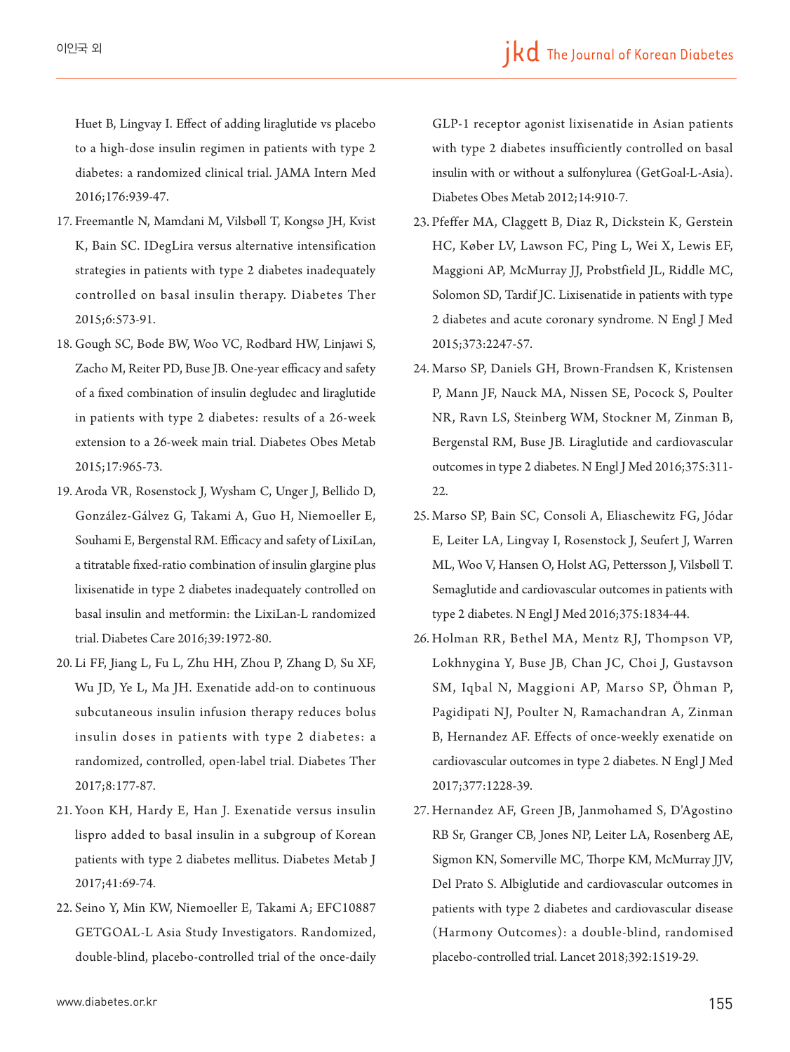Huet B, Lingvay I. Effect of adding liraglutide vs placebo to a high-dose insulin regimen in patients with type 2 diabetes: a randomized clinical trial. JAMA Intern Med 2016;176:939-47.

17. Freemantle N, Mamdani M, Vilsbøll T, Kongsø JH, Kvist K, Bain SC. IDegLira versus alternative intensification strategies in patients with type 2 diabetes inadequately controlled on basal insulin therapy. Diabetes Ther 2015;6:573-91.

18. Gough SC, Bode BW, Woo VC, Rodbard HW, Linjawi S, Zacho M, Reiter PD, Buse JB. One-year efficacy and safety of a fixed combination of insulin degludec and liraglutide in patients with type 2 diabetes: results of a 26-week extension to a 26-week main trial. Diabetes Obes Metab 2015;17:965-73.

19. Aroda VR, Rosenstock J, Wysham C, Unger J, Bellido D, González-Gálvez G, Takami A, Guo H, Niemoeller E, Souhami E, Bergenstal RM. Efficacy and safety of LixiLan, a titratable fixed-ratio combination of insulin glargine plus lixisenatide in type 2 diabetes inadequately controlled on basal insulin and metformin: the LixiLan-L randomized trial. Diabetes Care 2016;39:1972-80.

20. Li FF, Jiang L, Fu L, Zhu HH, Zhou P, Zhang D, Su XF, Wu JD, Ye L, Ma JH. Exenatide add-on to continuous subcutaneous insulin infusion therapy reduces bolus insulin doses in patients with type 2 diabetes: a randomized, controlled, open-label trial. Diabetes Ther 2017;8:177-87.

21. Yoon KH, Hardy E, Han J. Exenatide versus insulin lispro added to basal insulin in a subgroup of Korean patients with type 2 diabetes mellitus. Diabetes Metab J 2017;41:69-74.

22. Seino Y, Min KW, Niemoeller E, Takami A; EFC10887 GETGOAL-L Asia Study Investigators. Randomized, double-blind, placebo-controlled trial of the once-daily GLP-1 receptor agonist lixisenatide in Asian patients with type 2 diabetes insufficiently controlled on basal insulin with or without a sulfonylurea (GetGoal-L-Asia). Diabetes Obes Metab 2012;14:910-7.

23. Pfeffer MA, Claggett B, Diaz R, Dickstein K, Gerstein HC, Køber LV, Lawson FC, Ping L, Wei X, Lewis EF, Maggioni AP, McMurray JJ, Probstfield JL, Riddle MC, Solomon SD, Tardif JC. Lixisenatide in patients with type 2 diabetes and acute coronary syndrome. N Engl J Med 2015;373:2247-57.

24. Marso SP, Daniels GH, Brown-Frandsen K, Kristensen P, Mann JF, Nauck MA, Nissen SE, Pocock S, Poulter NR, Ravn LS, Steinberg WM, Stockner M, Zinman B, Bergenstal RM, Buse JB. Liraglutide and cardiovascular outcomes in type 2 diabetes. N Engl J Med 2016;375:311-22.

25. Marso SP, Bain SC, Consoli A, Eliaschewitz FG, Jódar E, Leiter LA, Lingvay I, Rosenstock J, Seufert J, Warren ML, Woo V, Hansen O, Holst AG, Pettersson J, Vilsbøll T. Semaglutide and cardiovascular outcomes in patients with type 2 diabetes. N Engl J Med 2016;375:1834-44.

26. Holman RR, Bethel MA, Mentz RJ, Thompson VP, Lokhnygina Y, Buse JB, Chan JC, Choi J, Gustavson SM, Iqbal N, Maggioni AP, Marso SP, Öhman P, Pagidipati NJ, Poulter N, Ramachandran A, Zinman B, Hernandez AF. Effects of once-weekly exenatide on cardiovascular outcomes in type 2 diabetes. N Engl J Med 2017;377:1228-39.

27. Hernandez AF, Green JB, Janmohamed S, D'Agostino RB Sr, Granger CB, Jones NP, Leiter LA, Rosenberg AE, Sigmon KN, Somerville MC, Thorpe KM, McMurray JJV, Del Prato S. Albiglutide and cardiovascular outcomes in patients with type 2 diabetes and cardiovascular disease (Harmony Outcomes): a double-blind, randomised placebo-controlled trial. Lancet 2018;392:1519-29.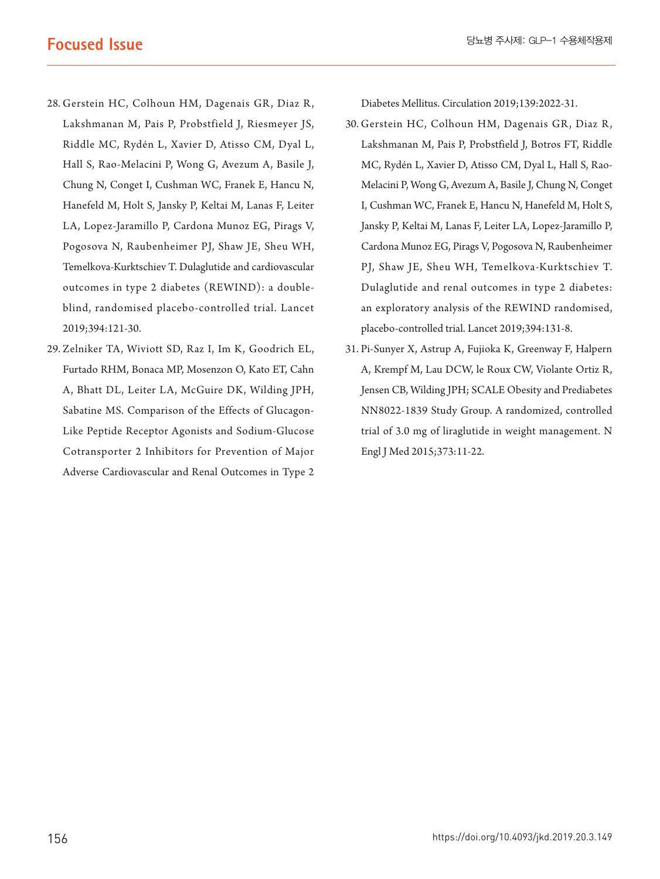28. Gerstein HC, Colhoun HM, Dagenais GR, Diaz R, Lakshmanan M, Pais P, Probstfield J, Riesmeyer JS, Riddle MC, Rydén L, Xavier D, Atisso CM, Dyal L, Hall S, Rao-Melacini P, Wong G, Avezum A, Basile J, Chung N, Conget I, Cushman WC, Franek E, Hancu N, Hanefeld M, Holt S, Jansky P, Keltai M, Lanas F, Leiter LA, Lopez-Jaramillo P, Cardona Munoz EG, Pirags V, Pogosova N, Raubenheimer PJ, Shaw JE, Sheu WH, Temelkova-Kurktschiev T. Dulaglutide and cardiovascular outcomes in type 2 diabetes (REWIND): a double-blind, randomised placebo-controlled trial. Lancet 2019;394:121-30.
29. Zelniker TA, Wiviott SD, Raz I, Im K, Goodrich EL, Furtado RHM, Bonaca MP, Mosenzon O, Kato ET, Cahn A, Bhatt DL, Leiter LA, McGuire DK, Wilding JPH, Sabatine MS. Comparison of the Effects of Glucagon-Like Peptide Receptor Agonists and Sodium-Glucose Cotransporter 2 Inhibitors for Prevention of Major Adverse Cardiovascular and Renal Outcomes in Type 2 Diabetes Mellitus. Circulation 2019;139:2022-31.
30. Gerstein HC, Colhoun HM, Dagenais GR, Diaz R, Lakshmanan M, Pais P, Probstfield J, Botros FT, Riddle MC, Rydén L, Xavier D, Atisso CM, Dyal L, Hall S, Rao-Melacini P, Wong G, Avezum A, Basile J, Chung N, Conget I, Cushman WC, Franek E, Hancu N, Hanefeld M, Holt S, Jansky P, Keltai M, Lanas F, Leiter LA, Lopez-Jaramillo P, Cardona Munoz EG, Pirags V, Pogosova N, Raubenheimer PJ, Shaw JE, Sheu WH, Temelkova-Kurktschiev T. Dulaglutide and renal outcomes in type 2 diabetes: an exploratory analysis of the REWIND randomised, placebo-controlled trial. Lancet 2019;394:131-8.
31. Pi-Sunyer X, Astrup A, Fujioka K, Greenway F, Halpern A, Krempf M, Lau DCW, le Roux CW, Violante Ortiz R, Jensen CB, Wilding JPH; SCALE Obesity and Prediabetes NN8022-1839 Study Group. A randomized, controlled trial of 3.0 mg of liraglutide in weight management. N Engl J Med 2015;373:11-22.